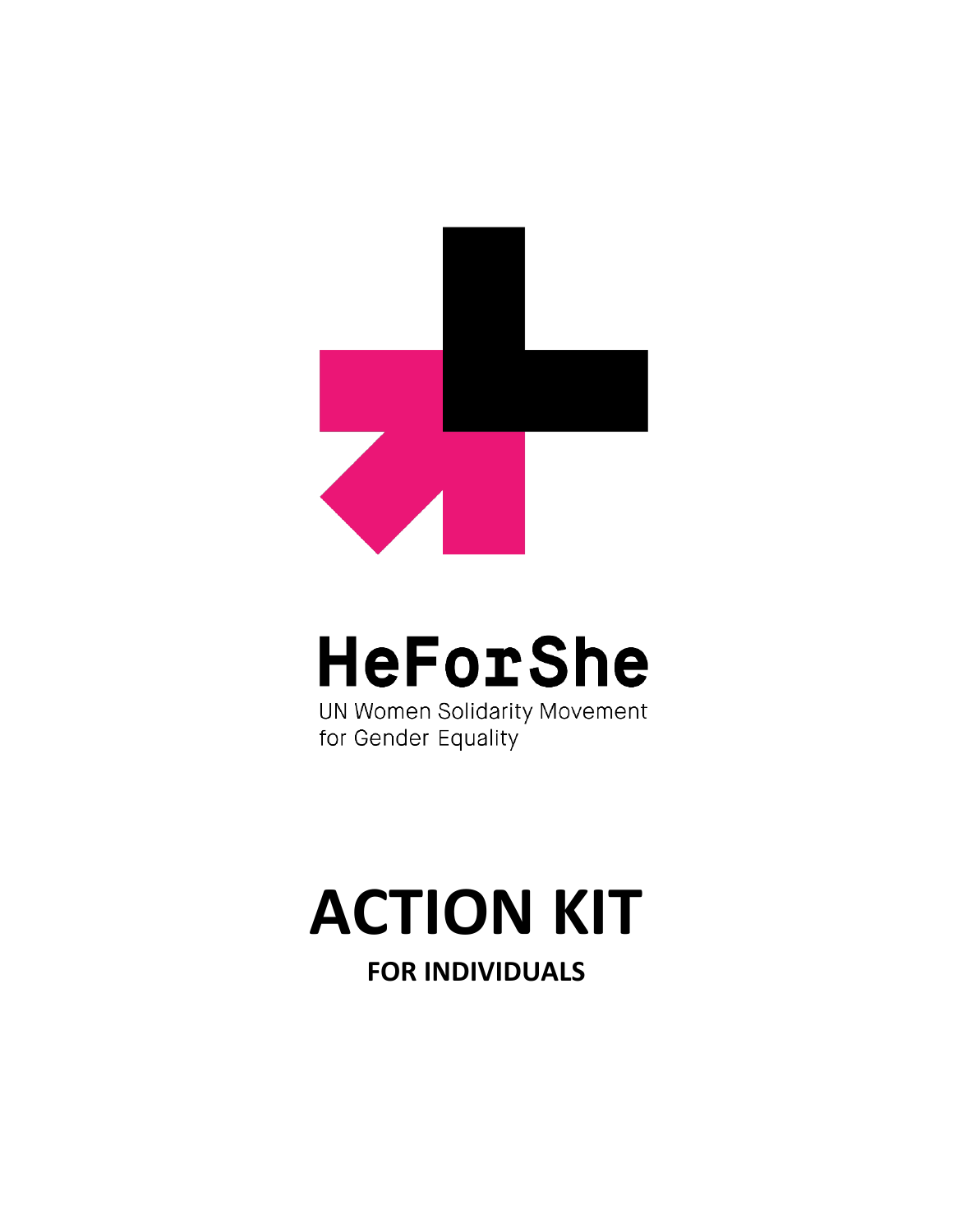# HeForShe

UN Women Solidarity Movement for Gender Equality

# ACTION KIT

## FOR INDIVIDUALS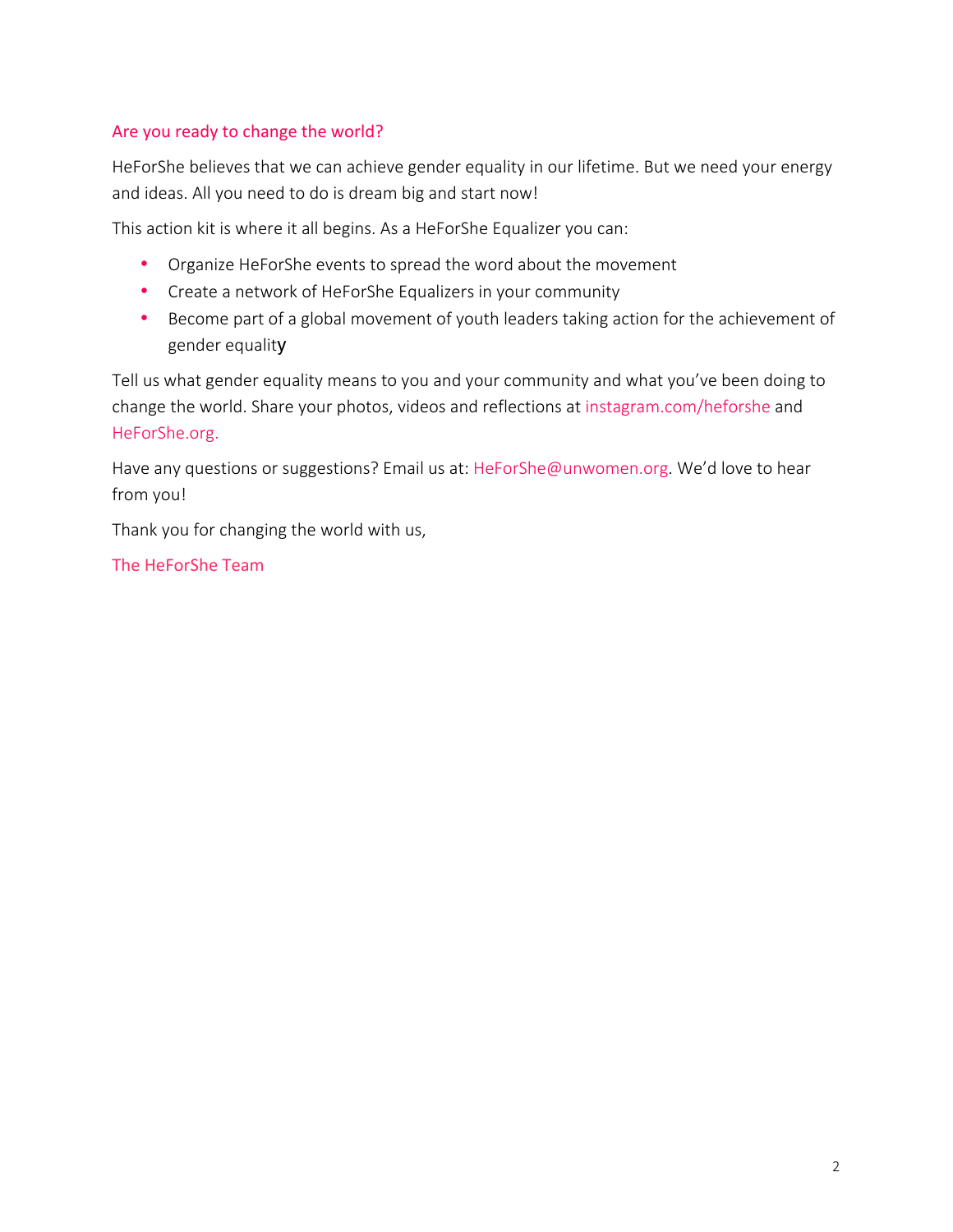## Are you ready to change the world?

HeForShe believes that we can achieve gender equality in our lifetime. But we need your energy and ideas. All you need to do is dream big and start now!

This action kit is where it all begins. As a HeForShe Equalizer you can:

- Organize HeForShe events to spread the word about the movement
- Create a network of HeForShe Equalizers in your community
- Become part of a global movement of youth leaders taking action for the achievement of gender equality

Tell us what gender equality means to you and your community and what you've been doing to change the world. Share your photos, videos and reflections at instagram.com/heforshe and HeForShe.org.

Have any questions or suggestions? Email us at: HeForShe@unwomen.org. We'd love to hear from you!

Thank you for changing the world with us,

The HeForShe Team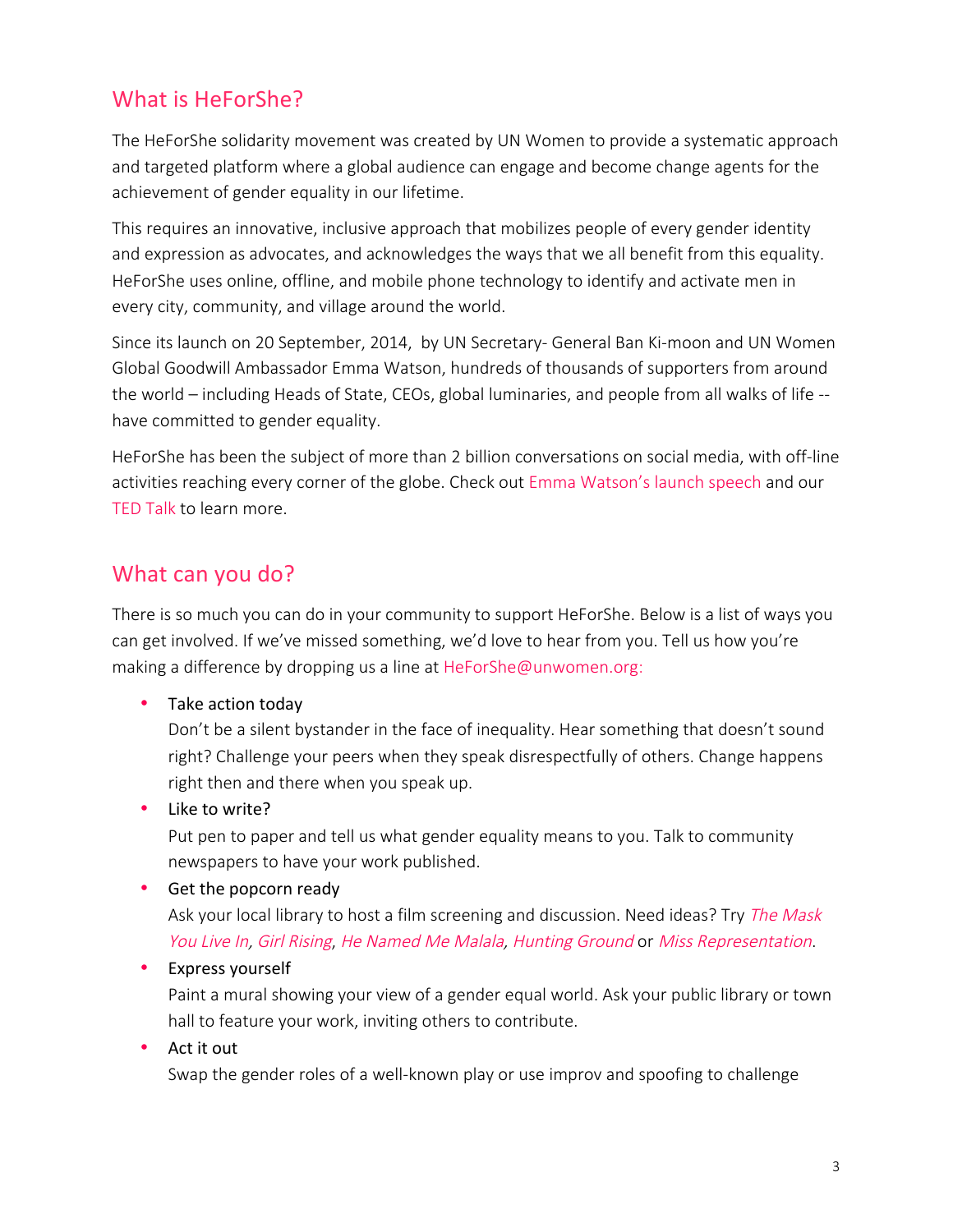## What is HeForShe?

The HeForShe solidarity movement was created by UN Women to provide a systematic approach and targeted platform where a global audience can engage and become change agents for the achievement of gender equality in our lifetime.

This requires an innovative, inclusive approach that mobilizes people of every gender identity and expression as advocates, and acknowledges the ways that we all benefit from this equality. HeForShe uses online, offline, and mobile phone technology to identify and activate men in every city, community, and village around the world.

Since its launch on 20 September, 2014, by UN Secretary- General Ban Ki-moon and UN Women Global Goodwill Ambassador Emma Watson, hundreds of thousands of supporters from around the world – including Heads of State, CEOs, global luminaries, and people from all walks of life -- have committed to gender equality.

HeForShe has been the subject of more than 2 billion conversations on social media, with off-line activities reaching every corner of the globe. Check out Emma Watson's launch speech and our TED Talk to learn more.

## What can you do?

There is so much you can do in your community to support HeForShe. Below is a list of ways you can get involved. If we've missed something, we'd love to hear from you. Tell us how you're making a difference by dropping us a line at HeForShe@unwomen.org:

- Take action today
  Don't be a silent bystander in the face of inequality. Hear something that doesn't sound right? Challenge your peers when they speak disrespectfully of others. Change happens right then and there when you speak up.
- Like to write?
  Put pen to paper and tell us what gender equality means to you. Talk to community newspapers to have your work published.
- Get the popcorn ready
  Ask your local library to host a film screening and discussion. Need ideas? Try *The Mask You Live In*, *Girl Rising*, *He Named Me Malala*, *Hunting Ground* or *Miss Representation*.
- Express yourself
  Paint a mural showing your view of a gender equal world. Ask your public library or town hall to feature your work, inviting others to contribute.
- Act it out
  Swap the gender roles of a well-known play or use improv and spoofing to challenge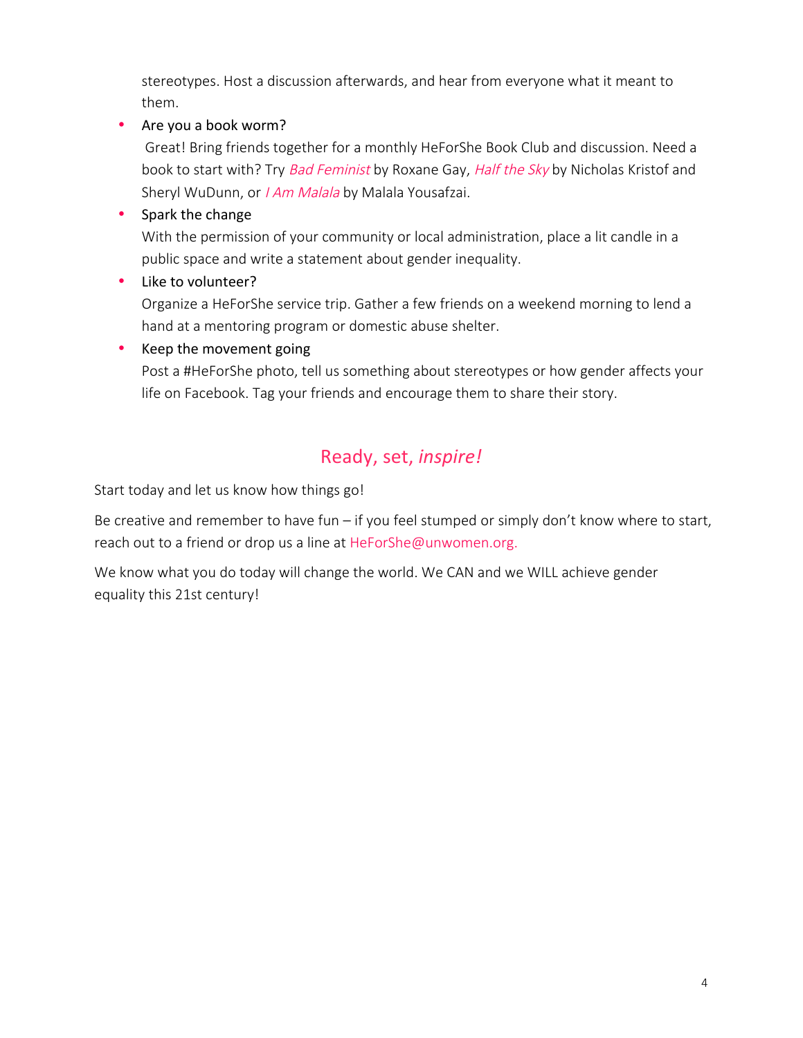stereotypes. Host a discussion afterwards, and hear from everyone what it meant to them.

- Are you a book worm?
  Great! Bring friends together for a monthly HeForShe Book Club and discussion. Need a book to start with? Try *Bad Feminist* by Roxane Gay, *Half the Sky* by Nicholas Kristof and Sheryl WuDunn, or *I Am Malala* by Malala Yousafzai.
- Spark the change
  With the permission of your community or local administration, place a lit candle in a public space and write a statement about gender inequality.
- Like to volunteer?
  Organize a HeForShe service trip. Gather a few friends on a weekend morning to lend a hand at a mentoring program or domestic abuse shelter.
- Keep the movement going
  Post a #HeForShe photo, tell us something about stereotypes or how gender affects your life on Facebook. Tag your friends and encourage them to share their story.

## Ready, set, *inspire!*

Start today and let us know how things go!

Be creative and remember to have fun – if you feel stumped or simply don't know where to start, reach out to a friend or drop us a line at HeForShe@unwomen.org.

We know what you do today will change the world. We CAN and we WILL achieve gender equality this 21st century!